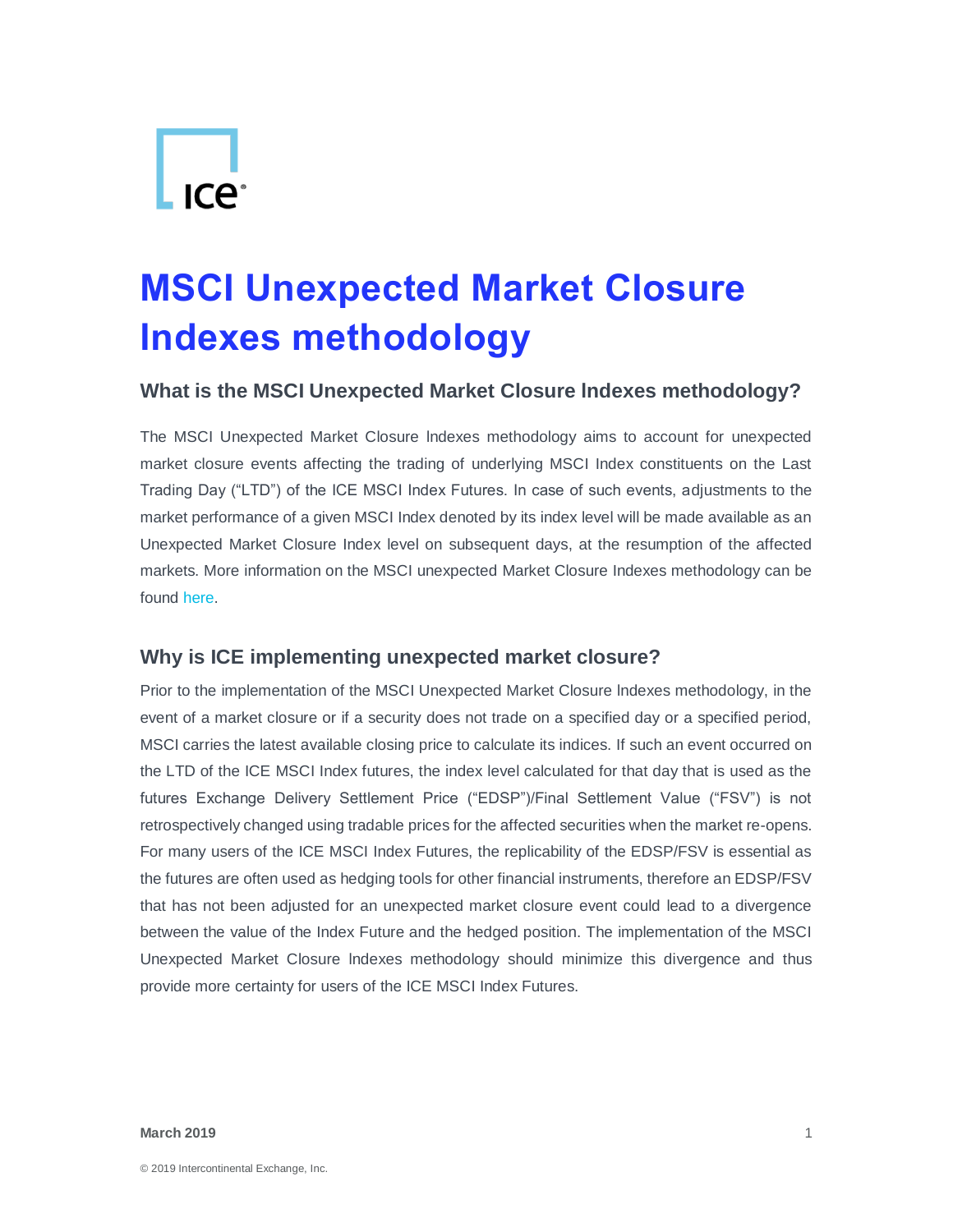# MSCI Unexpected Market Closure Indexes methodology

## What is the MSCI Unexpected Market Closure Indexes methodology?

The MSCI Unexpected Market Closure Indexes methodology aims to account for unexpected market closure events affecting the trading of underlying MSCI Index constituents on the Last Trading Day ("LTD") of the ICE MSCI Index Futures. In case of such events, adjustments to the market performance of a given MSCI Index denoted by its index level will be made available as an Unexpected Market Closure Index level on subsequent days, at the resumption of the affected markets. More information on the MSCI unexpected Market Closure Indexes methodology can be found here.

## Why is ICE implementing unexpected market closure?

Prior to the implementation of the MSCI Unexpected Market Closure Indexes methodology, in the event of a market closure or if a security does not trade on a specified day or a specified period, MSCI carries the latest available closing price to calculate its indices. If such an event occurred on the LTD of the ICE MSCI Index futures, the index level calculated for that day that is used as the futures Exchange Delivery Settlement Price ("EDSP")/Final Settlement Value ("FSV") is not retrospectively changed using tradable prices for the affected securities when the market re-opens. For many users of the ICE MSCI Index Futures, the replicability of the EDSP/FSV is essential as the futures are often used as hedging tools for other financial instruments, therefore an EDSP/FSV that has not been adjusted for an unexpected market closure event could lead to a divergence between the value of the Index Future and the hedged position. The implementation of the MSCI Unexpected Market Closure Indexes methodology should minimize this divergence and thus provide more certainty for users of the ICE MSCI Index Futures.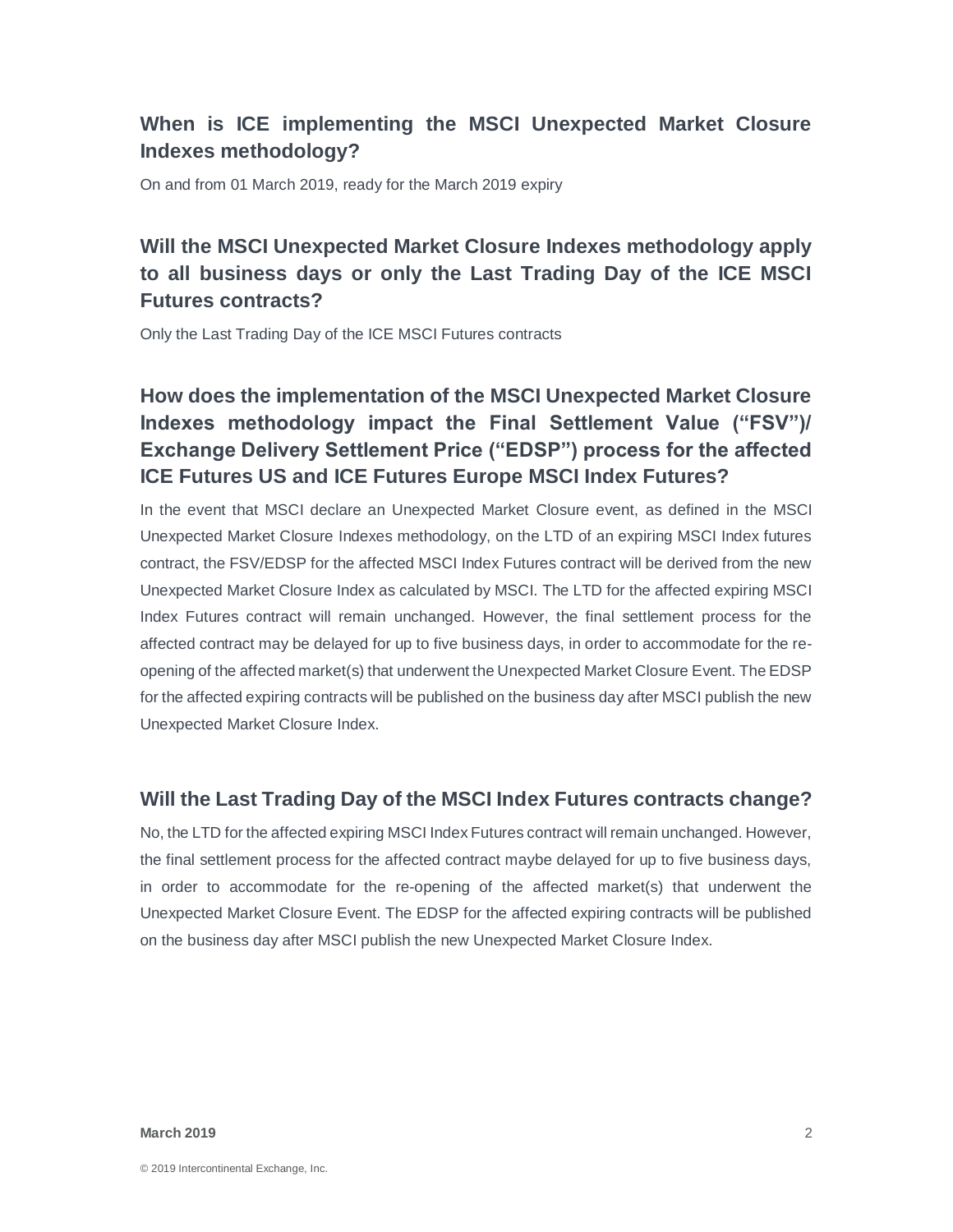## When is ICE implementing the MSCI Unexpected Market Closure Indexes methodology?

On and from 01 March 2019, ready for the March 2019 expiry

## Will the MSCI Unexpected Market Closure Indexes methodology apply to all business days or only the Last Trading Day of the ICE MSCI Futures contracts?

Only the Last Trading Day of the ICE MSCI Futures contracts

## How does the implementation of the MSCI Unexpected Market Closure Indexes methodology impact the Final Settlement Value ("FSV")/ Exchange Delivery Settlement Price ("EDSP") process for the affected ICE Futures US and ICE Futures Europe MSCI Index Futures?

In the event that MSCI declare an Unexpected Market Closure event, as defined in the MSCI Unexpected Market Closure Indexes methodology, on the LTD of an expiring MSCI Index futures contract, the FSV/EDSP for the affected MSCI Index Futures contract will be derived from the new Unexpected Market Closure Index as calculated by MSCI. The LTD for the affected expiring MSCI Index Futures contract will remain unchanged. However, the final settlement process for the affected contract may be delayed for up to five business days, in order to accommodate for the re-opening of the affected market(s) that underwent the Unexpected Market Closure Event. The EDSP for the affected expiring contracts will be published on the business day after MSCI publish the new Unexpected Market Closure Index.

## Will the Last Trading Day of the MSCI Index Futures contracts change?

No, the LTD for the affected expiring MSCI Index Futures contract will remain unchanged. However, the final settlement process for the affected contract maybe delayed for up to five business days, in order to accommodate for the re-opening of the affected market(s) that underwent the Unexpected Market Closure Event. The EDSP for the affected expiring contracts will be published on the business day after MSCI publish the new Unexpected Market Closure Index.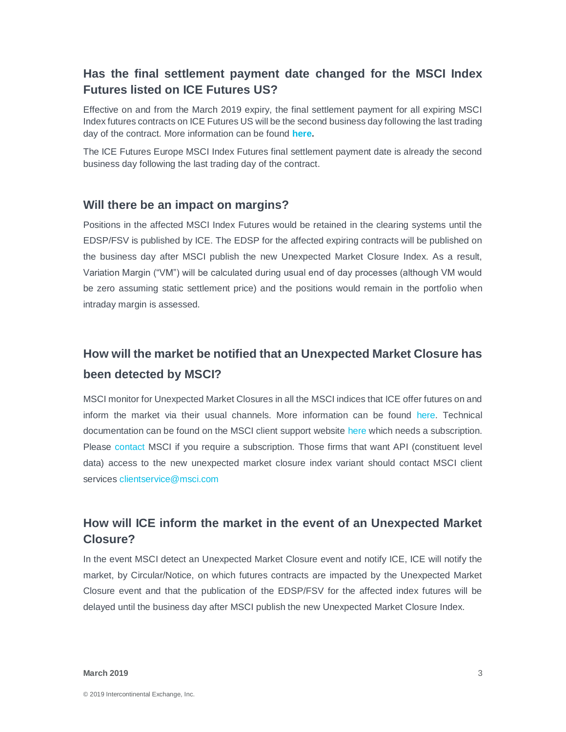## Has the final settlement payment date changed for the MSCI Index Futures listed on ICE Futures US?

Effective on and from the March 2019 expiry, the final settlement payment for all expiring MSCI Index futures contracts on ICE Futures US will be the second business day following the last trading day of the contract. More information can be found **here.**

The ICE Futures Europe MSCI Index Futures final settlement payment date is already the second business day following the last trading day of the contract.

## Will there be an impact on margins?

Positions in the affected MSCI Index Futures would be retained in the clearing systems until the EDSP/FSV is published by ICE. The EDSP for the affected expiring contracts will be published on the business day after MSCI publish the new Unexpected Market Closure Index. As a result, Variation Margin ("VM") will be calculated during usual end of day processes (although VM would be zero assuming static settlement price) and the positions would remain in the portfolio when intraday margin is assessed.

## How will the market be notified that an Unexpected Market Closure has been detected by MSCI?

MSCI monitor for Unexpected Market Closures in all the MSCI indices that ICE offer futures on and inform the market via their usual channels. More information can be found here. Technical documentation can be found on the MSCI client support website here which needs a subscription. Please contact MSCI if you require a subscription. Those firms that want API (constituent level data) access to the new unexpected market closure index variant should contact MSCI client services clientservice@msci.com

## How will ICE inform the market in the event of an Unexpected Market Closure?

In the event MSCI detect an Unexpected Market Closure event and notify ICE, ICE will notify the market, by Circular/Notice, on which futures contracts are impacted by the Unexpected Market Closure event and that the publication of the EDSP/FSV for the affected index futures will be delayed until the business day after MSCI publish the new Unexpected Market Closure Index.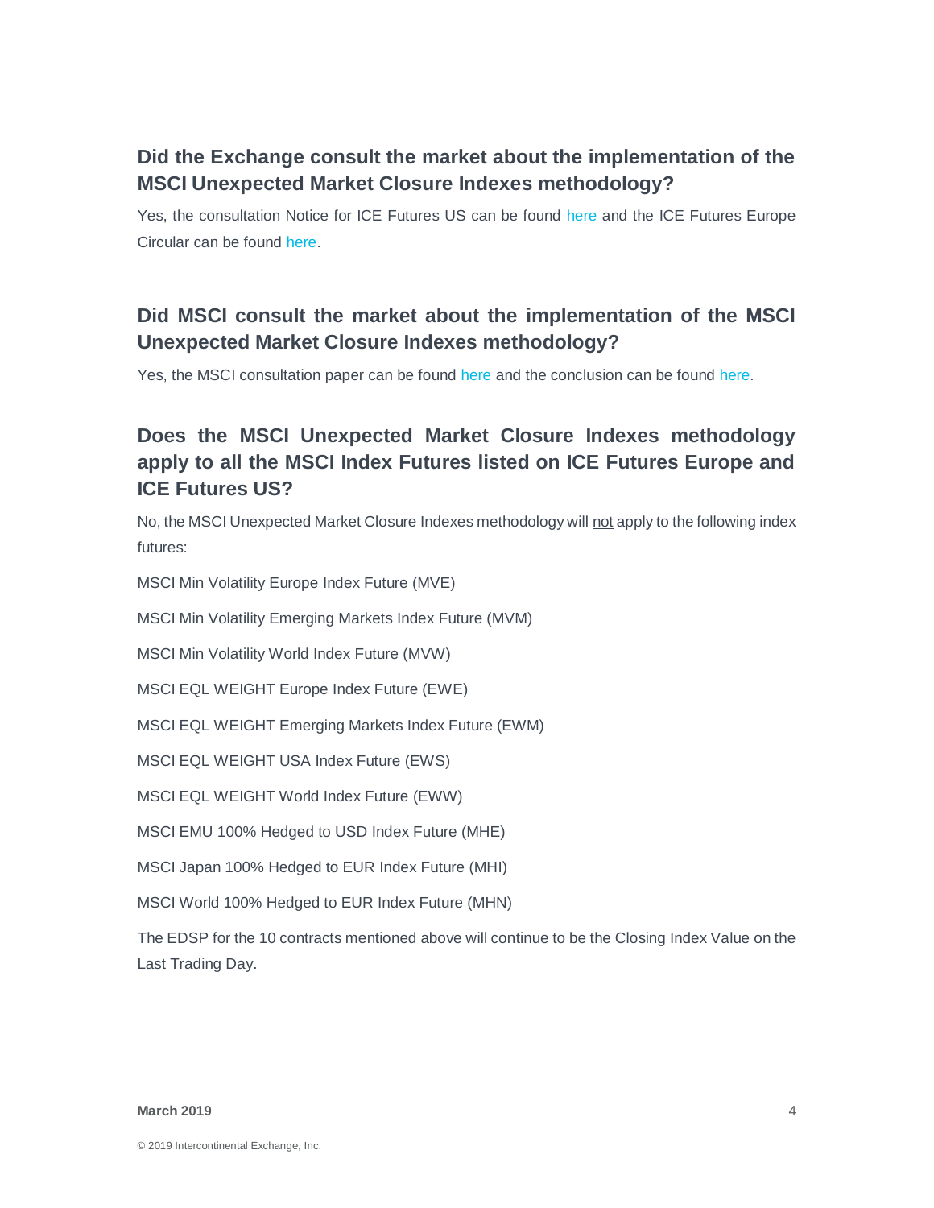## Did the Exchange consult the market about the implementation of the MSCI Unexpected Market Closure Indexes methodology?

Yes, the consultation Notice for ICE Futures US can be found here and the ICE Futures Europe Circular can be found here.

## Did MSCI consult the market about the implementation of the MSCI Unexpected Market Closure Indexes methodology?

Yes, the MSCI consultation paper can be found here and the conclusion can be found here.

## Does the MSCI Unexpected Market Closure Indexes methodology apply to all the MSCI Index Futures listed on ICE Futures Europe and ICE Futures US?

No, the MSCI Unexpected Market Closure Indexes methodology will not apply to the following index futures:

MSCI Min Volatility Europe Index Future (MVE)

MSCI Min Volatility Emerging Markets Index Future (MVM)

MSCI Min Volatility World Index Future (MVW)

MSCI EQL WEIGHT Europe Index Future (EWE)

MSCI EQL WEIGHT Emerging Markets Index Future (EWM)

MSCI EQL WEIGHT USA Index Future (EWS)

MSCI EQL WEIGHT World Index Future (EWW)

MSCI EMU 100% Hedged to USD Index Future (MHE)

MSCI Japan 100% Hedged to EUR Index Future (MHI)

MSCI World 100% Hedged to EUR Index Future (MHN)

The EDSP for the 10 contracts mentioned above will continue to be the Closing Index Value on the Last Trading Day.

**March 2019**

© 2019 Intercontinental Exchange, Inc.